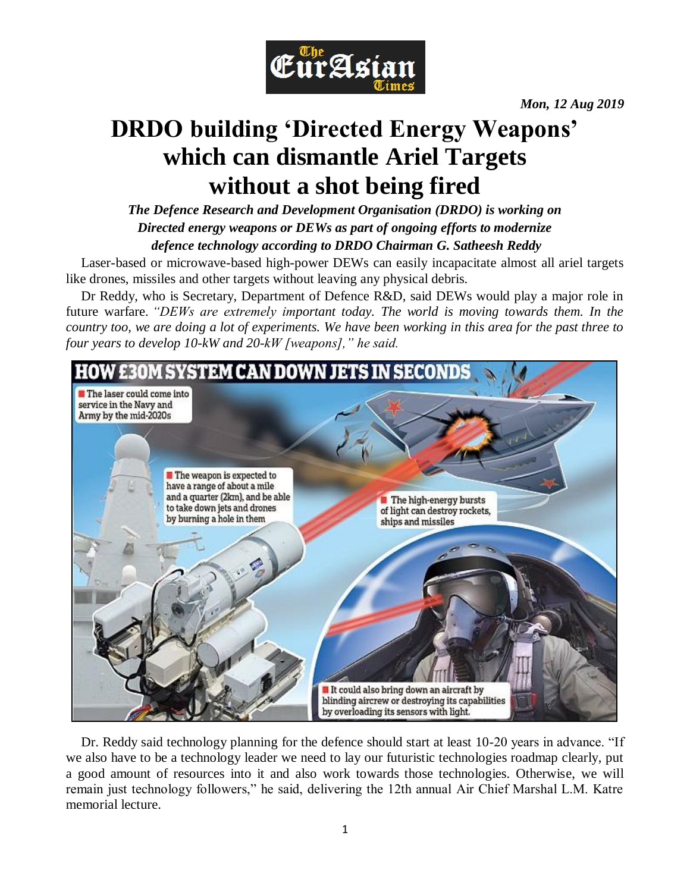*Mon, 12 Aug 2019*

# DRDO building 'Directed Energy Weapons' which can dismantle Ariel Targets without a shot being fired

***The Defence Research and Development Organisation (DRDO) is working on Directed energy weapons or DEWs as part of ongoing efforts to modernize defence technology according to DRDO Chairman G. Satheesh Reddy***

Laser-based or microwave-based high-power DEWs can easily incapacitate almost all ariel targets like drones, missiles and other targets without leaving any physical debris.

Dr Reddy, who is Secretary, Department of Defence R&D, said DEWs would play a major role in future warfare. *"DEWs are extremely important today. The world is moving towards them. In the country too, we are doing a lot of experiments. We have been working in this area for the past three to four years to develop 10-kW and 20-kW [weapons]," he said.*

Dr. Reddy said technology planning for the defence should start at least 10-20 years in advance. "If we also have to be a technology leader we need to lay our futuristic technologies roadmap clearly, put a good amount of resources into it and also work towards those technologies. Otherwise, we will remain just technology followers," he said, delivering the 12th annual Air Chief Marshal L.M. Katre memorial lecture.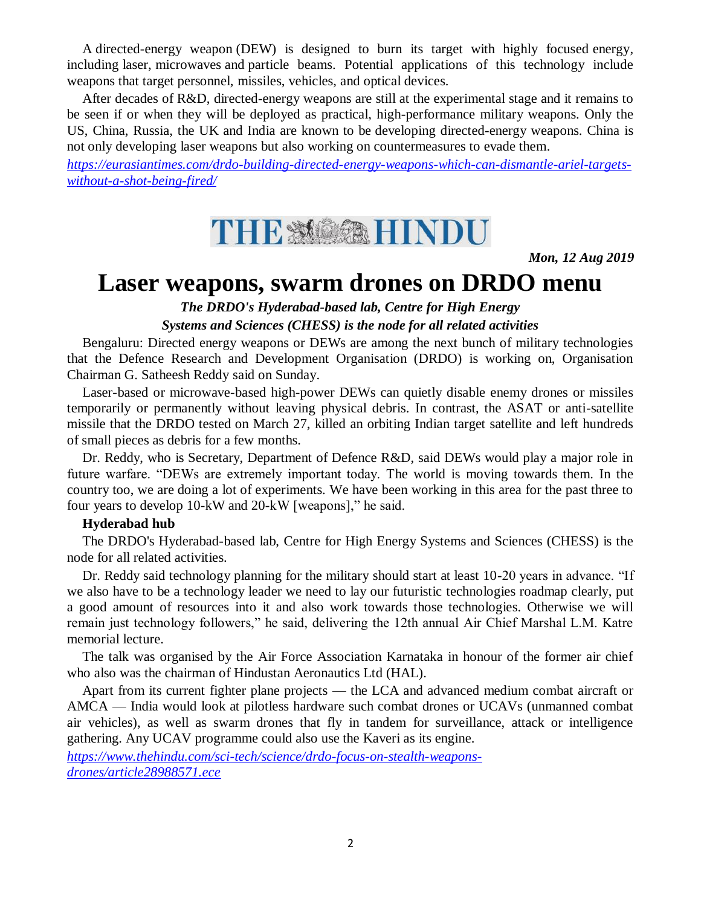A directed-energy weapon (DEW) is designed to burn its target with highly focused energy, including laser, microwaves and particle beams. Potential applications of this technology include weapons that target personnel, missiles, vehicles, and optical devices.

After decades of R&D, directed-energy weapons are still at the experimental stage and it remains to be seen if or when they will be deployed as practical, high-performance military weapons. Only the US, China, Russia, the UK and India are known to be developing directed-energy weapons. China is not only developing laser weapons but also working on countermeasures to evade them.

*https://eurasiantimes.com/drdo-building-directed-energy-weapons-which-can-dismantle-ariel-targets-without-a-shot-being-fired/*

THE HINDU

***Mon, 12 Aug 2019***

# Laser weapons, swarm drones on DRDO menu

***The DRDO's Hyderabad-based lab, Centre for High Energy Systems and Sciences (CHESS) is the node for all related activities***

Bengaluru: Directed energy weapons or DEWs are among the next bunch of military technologies that the Defence Research and Development Organisation (DRDO) is working on, Organisation Chairman G. Satheesh Reddy said on Sunday.

Laser-based or microwave-based high-power DEWs can quietly disable enemy drones or missiles temporarily or permanently without leaving physical debris. In contrast, the ASAT or anti-satellite missile that the DRDO tested on March 27, killed an orbiting Indian target satellite and left hundreds of small pieces as debris for a few months.

Dr. Reddy, who is Secretary, Department of Defence R&D, said DEWs would play a major role in future warfare. "DEWs are extremely important today. The world is moving towards them. In the country too, we are doing a lot of experiments. We have been working in this area for the past three to four years to develop 10-kW and 20-kW [weapons]," he said.

**Hyderabad hub**

The DRDO's Hyderabad-based lab, Centre for High Energy Systems and Sciences (CHESS) is the node for all related activities.

Dr. Reddy said technology planning for the military should start at least 10-20 years in advance. "If we also have to be a technology leader we need to lay our futuristic technologies roadmap clearly, put a good amount of resources into it and also work towards those technologies. Otherwise we will remain just technology followers," he said, delivering the 12th annual Air Chief Marshal L.M. Katre memorial lecture.

The talk was organised by the Air Force Association Karnataka in honour of the former air chief who also was the chairman of Hindustan Aeronautics Ltd (HAL).

Apart from its current fighter plane projects — the LCA and advanced medium combat aircraft or AMCA — India would look at pilotless hardware such combat drones or UCAVs (unmanned combat air vehicles), as well as swarm drones that fly in tandem for surveillance, attack or intelligence gathering. Any UCAV programme could also use the Kaveri as its engine.

*https://www.thehindu.com/sci-tech/science/drdo-focus-on-stealth-weapons-drones/article28988571.ece*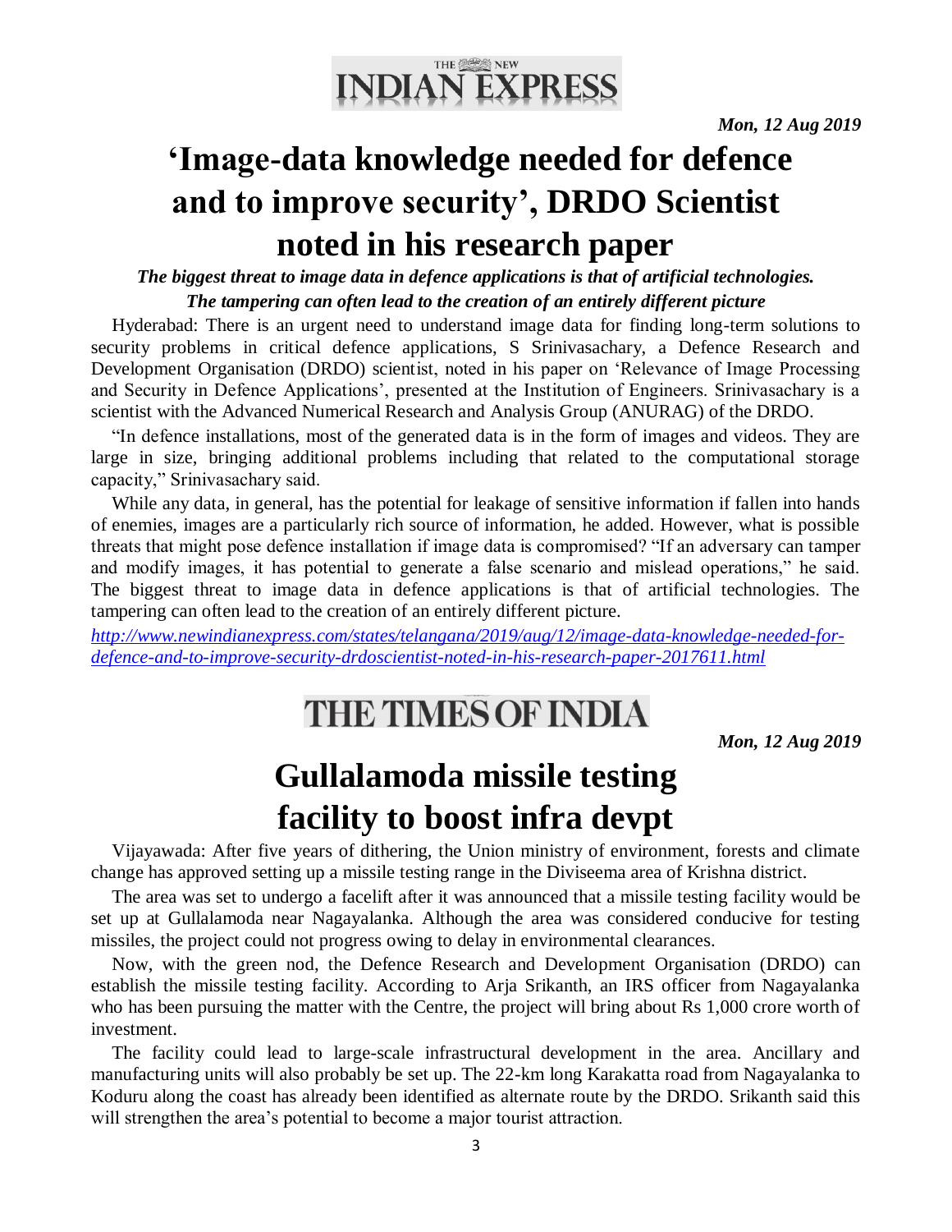**THE NEW INDIAN EXPRESS**

*Mon, 12 Aug 2019*

# 'Image-data knowledge needed for defence and to improve security', DRDO Scientist noted in his research paper

***The biggest threat to image data in defence applications is that of artificial technologies. The tampering can often lead to the creation of an entirely different picture***

Hyderabad: There is an urgent need to understand image data for finding long-term solutions to security problems in critical defence applications, S Srinivasachary, a Defence Research and Development Organisation (DRDO) scientist, noted in his paper on 'Relevance of Image Processing and Security in Defence Applications', presented at the Institution of Engineers. Srinivasachary is a scientist with the Advanced Numerical Research and Analysis Group (ANURAG) of the DRDO.

"In defence installations, most of the generated data is in the form of images and videos. They are large in size, bringing additional problems including that related to the computational storage capacity," Srinivasachary said.

While any data, in general, has the potential for leakage of sensitive information if fallen into hands of enemies, images are a particularly rich source of information, he added. However, what is possible threats that might pose defence installation if image data is compromised? "If an adversary can tamper and modify images, it has potential to generate a false scenario and mislead operations," he said. The biggest threat to image data in defence applications is that of artificial technologies. The tampering can often lead to the creation of an entirely different picture.

*http://www.newindianexpress.com/states/telangana/2019/aug/12/image-data-knowledge-needed-for-defence-and-to-improve-security-drdoscientist-noted-in-his-research-paper-2017611.html*

**THE TIMES OF INDIA**

*Mon, 12 Aug 2019*

# Gullalamoda missile testing facility to boost infra devpt

Vijayawada: After five years of dithering, the Union ministry of environment, forests and climate change has approved setting up a missile testing range in the Diviseema area of Krishna district.

The area was set to undergo a facelift after it was announced that a missile testing facility would be set up at Gullalamoda near Nagayalanka. Although the area was considered conducive for testing missiles, the project could not progress owing to delay in environmental clearances.

Now, with the green nod, the Defence Research and Development Organisation (DRDO) can establish the missile testing facility. According to Arja Srikanth, an IRS officer from Nagayalanka who has been pursuing the matter with the Centre, the project will bring about Rs 1,000 crore worth of investment.

The facility could lead to large-scale infrastructural development in the area. Ancillary and manufacturing units will also probably be set up. The 22-km long Karakatta road from Nagayalanka to Koduru along the coast has already been identified as alternate route by the DRDO. Srikanth said this will strengthen the area's potential to become a major tourist attraction.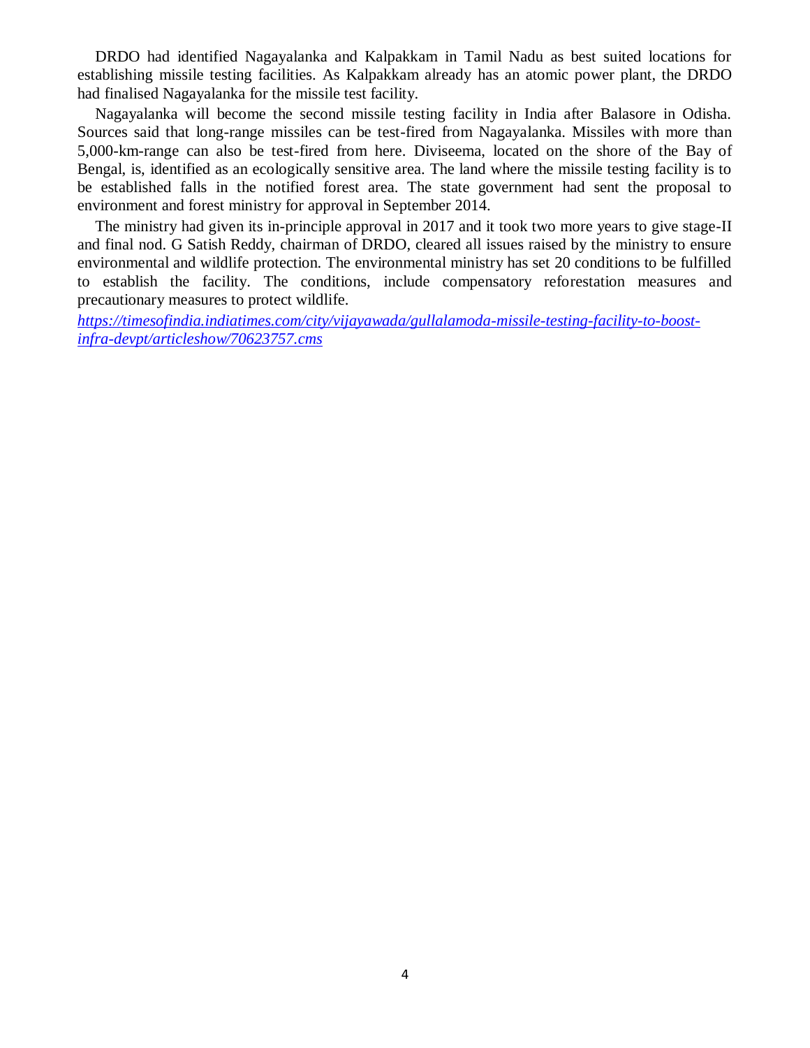DRDO had identified Nagayalanka and Kalpakkam in Tamil Nadu as best suited locations for establishing missile testing facilities. As Kalpakkam already has an atomic power plant, the DRDO had finalised Nagayalanka for the missile test facility.

Nagayalanka will become the second missile testing facility in India after Balasore in Odisha. Sources said that long-range missiles can be test-fired from Nagayalanka. Missiles with more than 5,000-km-range can also be test-fired from here. Diviseema, located on the shore of the Bay of Bengal, is, identified as an ecologically sensitive area. The land where the missile testing facility is to be established falls in the notified forest area. The state government had sent the proposal to environment and forest ministry for approval in September 2014.

The ministry had given its in-principle approval in 2017 and it took two more years to give stage-II and final nod. G Satish Reddy, chairman of DRDO, cleared all issues raised by the ministry to ensure environmental and wildlife protection. The environmental ministry has set 20 conditions to be fulfilled to establish the facility. The conditions, include compensatory reforestation measures and precautionary measures to protect wildlife.

*https://timesofindia.indiatimes.com/city/vijayawada/gullalamoda-missile-testing-facility-to-boost-infra-devpt/articleshow/70623757.cms*